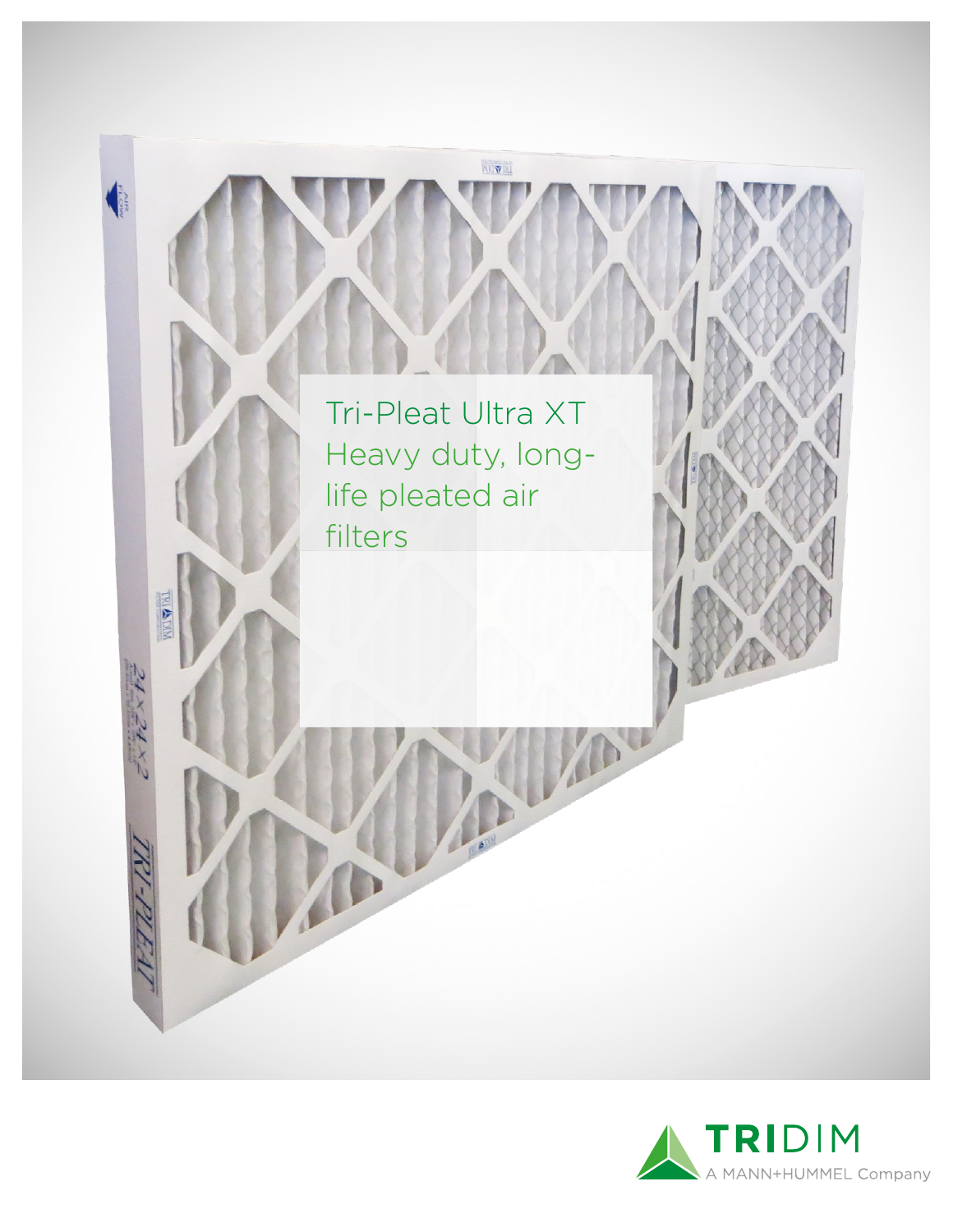# Tri-Pleat Ultra XT Heavy duty, long-life pleated air filters

TRIDIM

A MANN+HUMMEL Company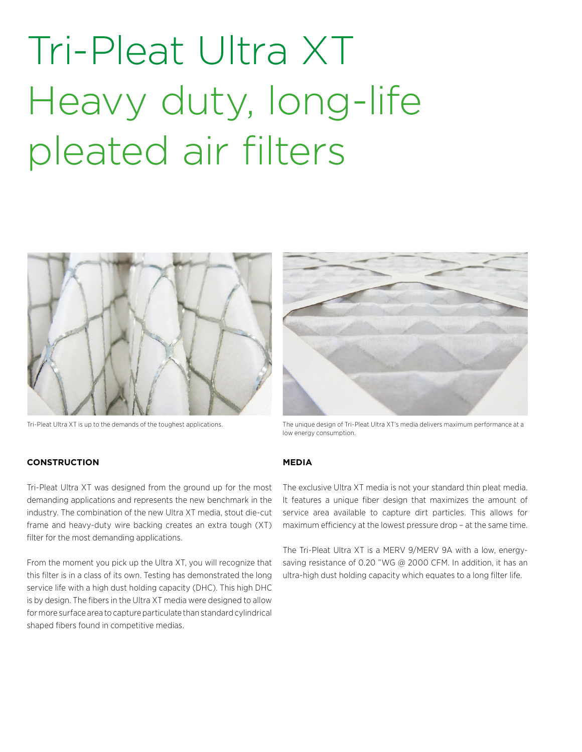# Tri-Pleat Ultra XT
## Heavy duty, long-life pleated air filters

Tri-Pleat Ultra XT is up to the demands of the toughest applications.

The unique design of Tri-Pleat Ultra XT's media delivers maximum performance at a low energy consumption.

**CONSTRUCTION**

Tri-Pleat Ultra XT was designed from the ground up for the most demanding applications and represents the new benchmark in the industry. The combination of the new Ultra XT media, stout die-cut frame and heavy-duty wire backing creates an extra tough (XT) filter for the most demanding applications.

From the moment you pick up the Ultra XT, you will recognize that this filter is in a class of its own. Testing has demonstrated the long service life with a high dust holding capacity (DHC). This high DHC is by design. The fibers in the Ultra XT media were designed to allow for more surface area to capture particulate than standard cylindrical shaped fibers found in competitive medias.

**MEDIA**

The exclusive Ultra XT media is not your standard thin pleat media. It features a unique fiber design that maximizes the amount of service area available to capture dirt particles. This allows for maximum efficiency at the lowest pressure drop – at the same time.

The Tri-Pleat Ultra XT is a MERV 9/MERV 9A with a low, energy-saving resistance of 0.20 "WG @ 2000 CFM. In addition, it has an ultra-high dust holding capacity which equates to a long filter life.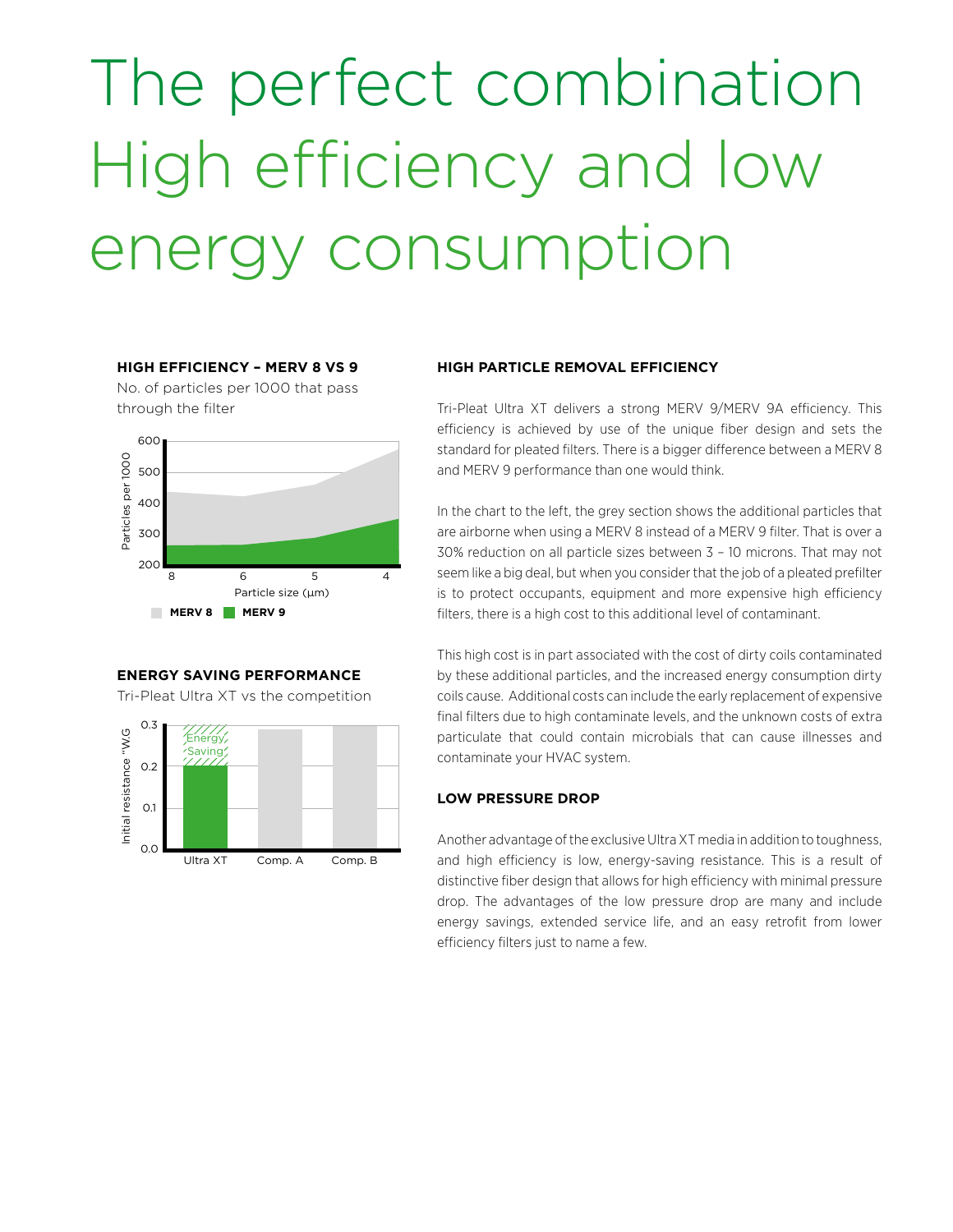# The perfect combination High efficiency and low energy consumption

### HIGH EFFICIENCY – MERV 8 VS 9

No. of particles per 1000 that pass through the filter

Particles per 1000

600
500
400
300
200

8 6 5 4

Particle size (μm)

MERV 8 MERV 9

### ENERGY SAVING PERFORMANCE

Tri-Pleat Ultra XT vs the competition

Initial resistance "W.G

0.3
0.2
0.1
0.0

Energy Saving

Ultra XT Comp. A Comp. B

### HIGH PARTICLE REMOVAL EFFICIENCY

Tri-Pleat Ultra XT delivers a strong MERV 9/MERV 9A efficiency. This efficiency is achieved by use of the unique fiber design and sets the standard for pleated filters. There is a bigger difference between a MERV 8 and MERV 9 performance than one would think.

In the chart to the left, the grey section shows the additional particles that are airborne when using a MERV 8 instead of a MERV 9 filter. That is over a 30% reduction on all particle sizes between 3 – 10 microns. That may not seem like a big deal, but when you consider that the job of a pleated prefilter is to protect occupants, equipment and more expensive high efficiency filters, there is a high cost to this additional level of contaminant.

This high cost is in part associated with the cost of dirty coils contaminated by these additional particles, and the increased energy consumption dirty coils cause. Additional costs can include the early replacement of expensive final filters due to high contaminate levels, and the unknown costs of extra particulate that could contain microbials that can cause illnesses and contaminate your HVAC system.

### LOW PRESSURE DROP

Another advantage of the exclusive Ultra XT media in addition to toughness, and high efficiency is low, energy-saving resistance. This is a result of distinctive fiber design that allows for high efficiency with minimal pressure drop. The advantages of the low pressure drop are many and include energy savings, extended service life, and an easy retrofit from lower efficiency filters just to name a few.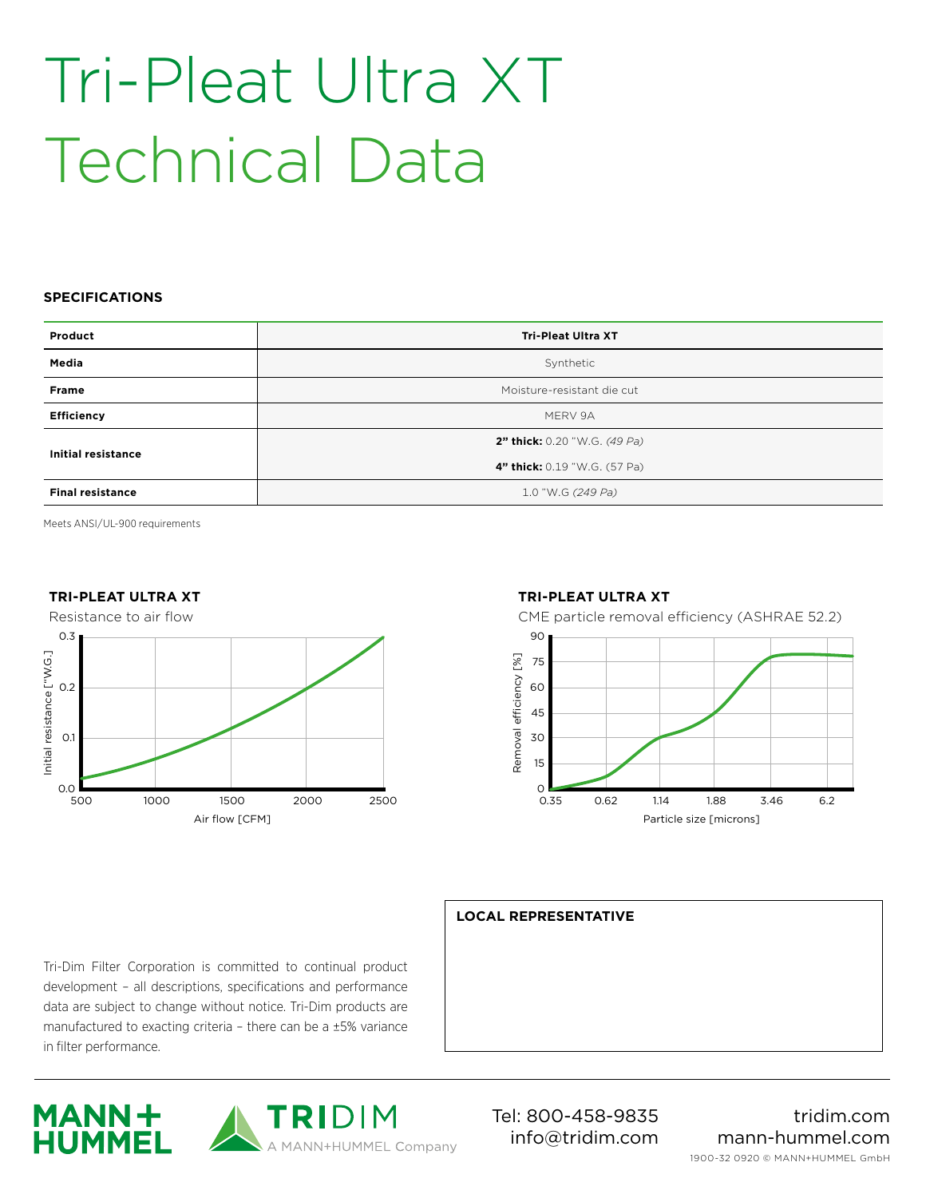# Tri-Pleat Ultra XT Technical Data

**SPECIFICATIONS**

| Product | Tri-Pleat Ultra XT |
|---|---|
| Media | Synthetic |
| Frame | Moisture-resistant die cut |
| Efficiency | MERV 9A |
| Initial resistance | **2" thick:** 0.20 "W.G. *(49 Pa)*<br>**4" thick:** 0.19 "W.G. (57 Pa) |
| Final resistance | 1.0 "W.G *(249 Pa)* |

Meets ANSI/UL-900 requirements

**TRI-PLEAT ULTRA XT**

Resistance to air flow

Initial resistance ["W.G.]

0.3
0.2
0.1
0.0

500
1000
1500
2000
2500

Air flow [CFM]

**TRI-PLEAT ULTRA XT**

CME particle removal efficiency (ASHRAE 52.2)

Removal efficiency [%]

90
75
60
45
30
15
0

0.35
0.62
1.14
1.88
3.46
6.2

Particle size [microns]

**LOCAL REPRESENTATIVE**

Tri-Dim Filter Corporation is committed to continual product development – all descriptions, specifications and performance data are subject to change without notice. Tri-Dim products are manufactured to exacting criteria – there can be a ±5% variance in filter performance.

MANN+HUMMEL

TRIDIM
A MANN+HUMMEL Company

Tel: 800-458-9835
info@tridim.com

tridim.com
mann-hummel.com

1900-32 0920 © MANN+HUMMEL GmbH